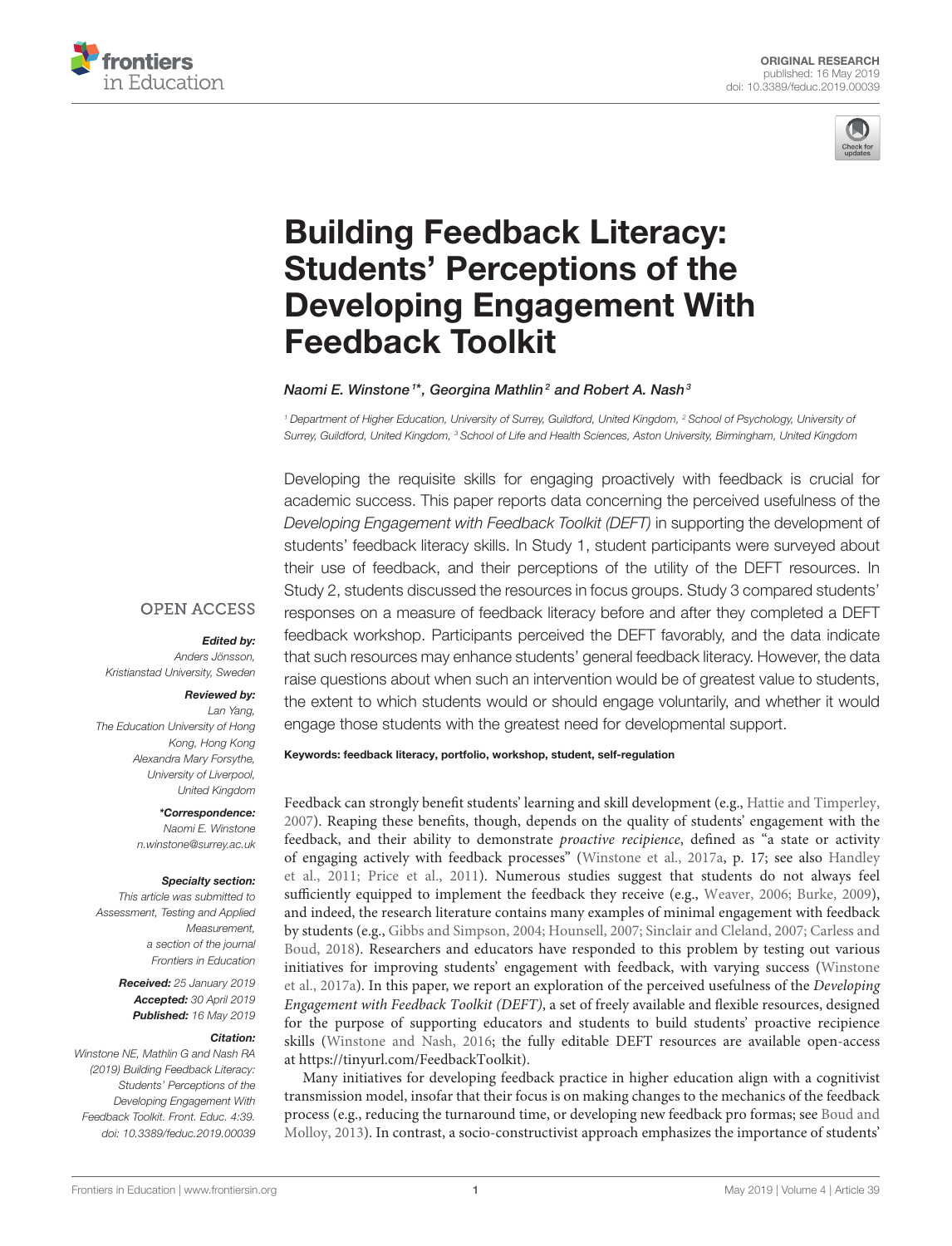ORIGINAL RESEARCH
published: 16 May 2019
doi: 10.3389/feduc.2019.00039

# Building Feedback Literacy: Students' Perceptions of the Developing Engagement With Feedback Toolkit

*Naomi E. Winstone[1]\*, Georgina Mathlin[2] and Robert A. Nash[3]*

[1] Department of Higher Education, University of Surrey, Guildford, United Kingdom, [2] School of Psychology, University of Surrey, Guildford, United Kingdom, [3] School of Life and Health Sciences, Aston University, Birmingham, United Kingdom

OPEN ACCESS

***Edited by:***
Anders Jönsson,
Kristianstad University, Sweden

***Reviewed by:***
Lan Yang,
The Education University of Hong Kong, Hong Kong
Alexandra Mary Forsythe,
University of Liverpool,
United Kingdom

***\*Correspondence:***
Naomi E. Winstone
n.winstone@surrey.ac.uk

***Specialty section:***
This article was submitted to Assessment, Testing and Applied Measurement,
a section of the journal
Frontiers in Education

***Received:*** 25 January 2019
***Accepted:*** 30 April 2019
***Published:*** 16 May 2019

***Citation:***
*Winstone NE, Mathlin G and Nash RA (2019) Building Feedback Literacy: Students' Perceptions of the Developing Engagement With Feedback Toolkit. Front. Educ. 4:39. doi: 10.3389/feduc.2019.00039*

Developing the requisite skills for engaging proactively with feedback is crucial for academic success. This paper reports data concerning the perceived usefulness of the *Developing Engagement with Feedback Toolkit (DEFT)* in supporting the development of students' feedback literacy skills. In Study 1, student participants were surveyed about their use of feedback, and their perceptions of the utility of the DEFT resources. In Study 2, students discussed the resources in focus groups. Study 3 compared students' responses on a measure of feedback literacy before and after they completed a DEFT feedback workshop. Participants perceived the DEFT favorably, and the data indicate that such resources may enhance students' general feedback literacy. However, the data raise questions about when such an intervention would be of greatest value to students, the extent to which students would or should engage voluntarily, and whether it would engage those students with the greatest need for developmental support.

**Keywords: feedback literacy, portfolio, workshop, student, self-regulation**

Feedback can strongly benefit students' learning and skill development (e.g., Hattie and Timperley, 2007). Reaping these benefits, though, depends on the quality of students' engagement with the feedback, and their ability to demonstrate *proactive recipience*, defined as "a state or activity of engaging actively with feedback processes" (Winstone et al., 2017a, p. 17; see also Handley et al., 2011; Price et al., 2011). Numerous studies suggest that students do not always feel sufficiently equipped to implement the feedback they receive (e.g., Weaver, 2006; Burke, 2009), and indeed, the research literature contains many examples of minimal engagement with feedback by students (e.g., Gibbs and Simpson, 2004; Hounsell, 2007; Sinclair and Cleland, 2007; Carless and Boud, 2018). Researchers and educators have responded to this problem by testing out various initiatives for improving students' engagement with feedback, with varying success (Winstone et al., 2017a). In this paper, we report an exploration of the perceived usefulness of the *Developing Engagement with Feedback Toolkit (DEFT)*, a set of freely available and flexible resources, designed for the purpose of supporting educators and students to build students' proactive recipience skills (Winstone and Nash, 2016; the fully editable DEFT resources are available open-access at https://tinyurl.com/FeedbackToolkit).

Many initiatives for developing feedback practice in higher education align with a cognitivist transmission model, insofar that their focus is on making changes to the mechanics of the feedback process (e.g., reducing the turnaround time, or developing new feedback pro formas; see Boud and Molloy, 2013). In contrast, a socio-constructivist approach emphasizes the importance of students'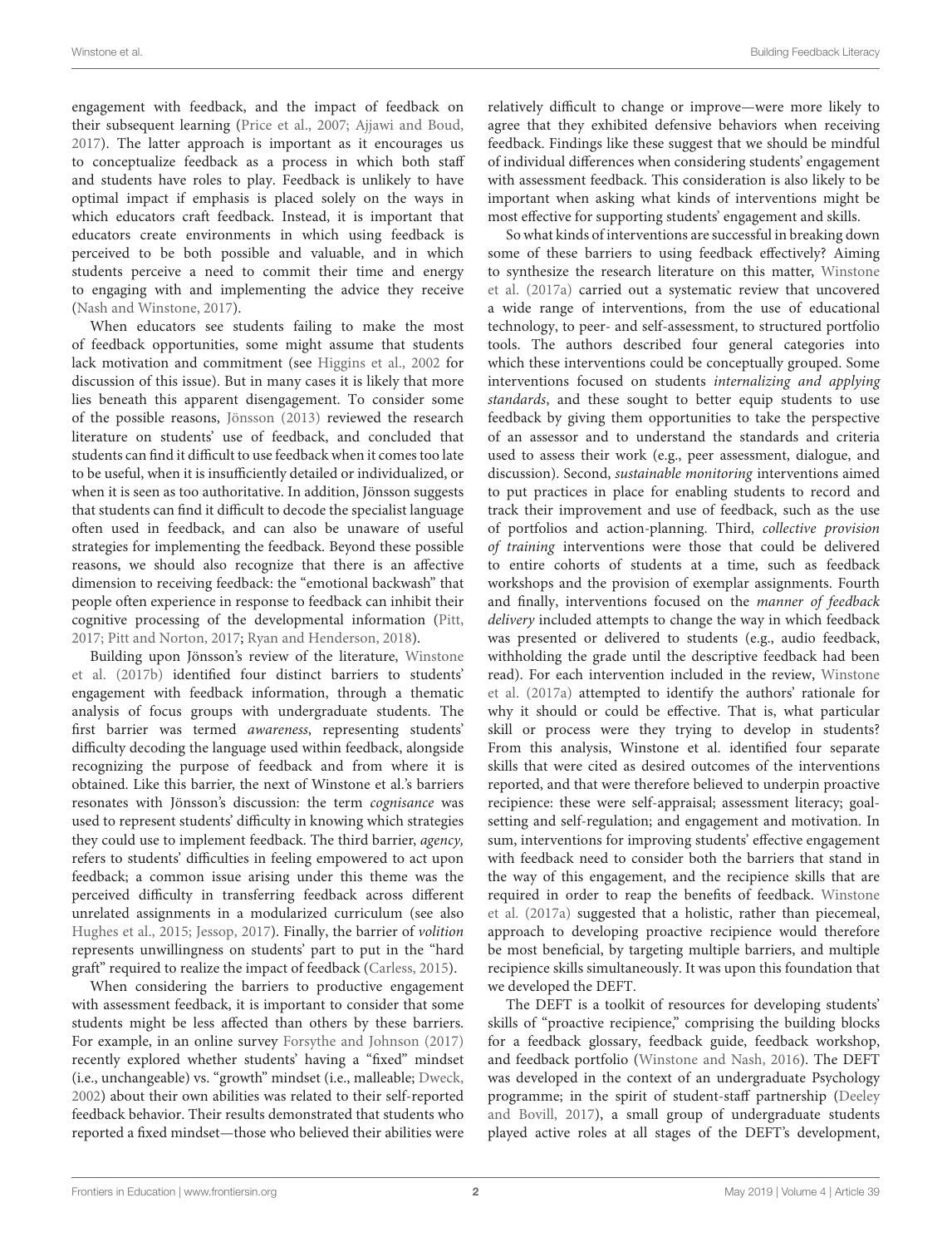engagement with feedback, and the impact of feedback on their subsequent learning (Price et al., 2007; Ajjawi and Boud, 2017). The latter approach is important as it encourages us to conceptualize feedback as a process in which both staff and students have roles to play. Feedback is unlikely to have optimal impact if emphasis is placed solely on the ways in which educators craft feedback. Instead, it is important that educators create environments in which using feedback is perceived to be both possible and valuable, and in which students perceive a need to commit their time and energy to engaging with and implementing the advice they receive (Nash and Winstone, 2017).

When educators see students failing to make the most of feedback opportunities, some might assume that students lack motivation and commitment (see Higgins et al., 2002 for discussion of this issue). But in many cases it is likely that more lies beneath this apparent disengagement. To consider some of the possible reasons, Jönsson (2013) reviewed the research literature on students' use of feedback, and concluded that students can find it difficult to use feedback when it comes too late to be useful, when it is insufficiently detailed or individualized, or when it is seen as too authoritative. In addition, Jönsson suggests that students can find it difficult to decode the specialist language often used in feedback, and can also be unaware of useful strategies for implementing the feedback. Beyond these possible reasons, we should also recognize that there is an affective dimension to receiving feedback: the "emotional backwash" that people often experience in response to feedback can inhibit their cognitive processing of the developmental information (Pitt, 2017; Pitt and Norton, 2017; Ryan and Henderson, 2018).

Building upon Jönsson's review of the literature, Winstone et al. (2017b) identified four distinct barriers to students' engagement with feedback information, through a thematic analysis of focus groups with undergraduate students. The first barrier was termed *awareness*, representing students' difficulty decoding the language used within feedback, alongside recognizing the purpose of feedback and from where it is obtained. Like this barrier, the next of Winstone et al.'s barriers resonates with Jönsson's discussion: the term *cognisance* was used to represent students' difficulty in knowing which strategies they could use to implement feedback. The third barrier, *agency,* refers to students' difficulties in feeling empowered to act upon feedback; a common issue arising under this theme was the perceived difficulty in transferring feedback across different unrelated assignments in a modularized curriculum (see also Hughes et al., 2015; Jessop, 2017). Finally, the barrier of *volition* represents unwillingness on students' part to put in the "hard graft" required to realize the impact of feedback (Carless, 2015).

When considering the barriers to productive engagement with assessment feedback, it is important to consider that some students might be less affected than others by these barriers. For example, in an online survey Forsythe and Johnson (2017) recently explored whether students' having a "fixed" mindset (i.e., unchangeable) vs. "growth" mindset (i.e., malleable; Dweck, 2002) about their own abilities was related to their self-reported feedback behavior. Their results demonstrated that students who reported a fixed mindset—those who believed their abilities were relatively difficult to change or improve—were more likely to agree that they exhibited defensive behaviors when receiving feedback. Findings like these suggest that we should be mindful of individual differences when considering students' engagement with assessment feedback. This consideration is also likely to be important when asking what kinds of interventions might be most effective for supporting students' engagement and skills.

So what kinds of interventions are successful in breaking down some of these barriers to using feedback effectively? Aiming to synthesize the research literature on this matter, Winstone et al. (2017a) carried out a systematic review that uncovered a wide range of interventions, from the use of educational technology, to peer- and self-assessment, to structured portfolio tools. The authors described four general categories into which these interventions could be conceptually grouped. Some interventions focused on students *internalizing and applying standards*, and these sought to better equip students to use feedback by giving them opportunities to take the perspective of an assessor and to understand the standards and criteria used to assess their work (e.g., peer assessment, dialogue, and discussion). Second, *sustainable monitoring* interventions aimed to put practices in place for enabling students to record and track their improvement and use of feedback, such as the use of portfolios and action-planning. Third, *collective provision of training* interventions were those that could be delivered to entire cohorts of students at a time, such as feedback workshops and the provision of exemplar assignments. Fourth and finally, interventions focused on the *manner of feedback delivery* included attempts to change the way in which feedback was presented or delivered to students (e.g., audio feedback, withholding the grade until the descriptive feedback had been read). For each intervention included in the review, Winstone et al. (2017a) attempted to identify the authors' rationale for why it should or could be effective. That is, what particular skill or process were they trying to develop in students? From this analysis, Winstone et al. identified four separate skills that were cited as desired outcomes of the interventions reported, and that were therefore believed to underpin proactive recipience: these were self-appraisal; assessment literacy; goal-setting and self-regulation; and engagement and motivation. In sum, interventions for improving students' effective engagement with feedback need to consider both the barriers that stand in the way of this engagement, and the recipience skills that are required in order to reap the benefits of feedback. Winstone et al. (2017a) suggested that a holistic, rather than piecemeal, approach to developing proactive recipience would therefore be most beneficial, by targeting multiple barriers, and multiple recipience skills simultaneously. It was upon this foundation that we developed the DEFT.

The DEFT is a toolkit of resources for developing students' skills of "proactive recipience," comprising the building blocks for a feedback glossary, feedback guide, feedback workshop, and feedback portfolio (Winstone and Nash, 2016). The DEFT was developed in the context of an undergraduate Psychology programme; in the spirit of student-staff partnership (Deeley and Bovill, 2017), a small group of undergraduate students played active roles at all stages of the DEFT's development,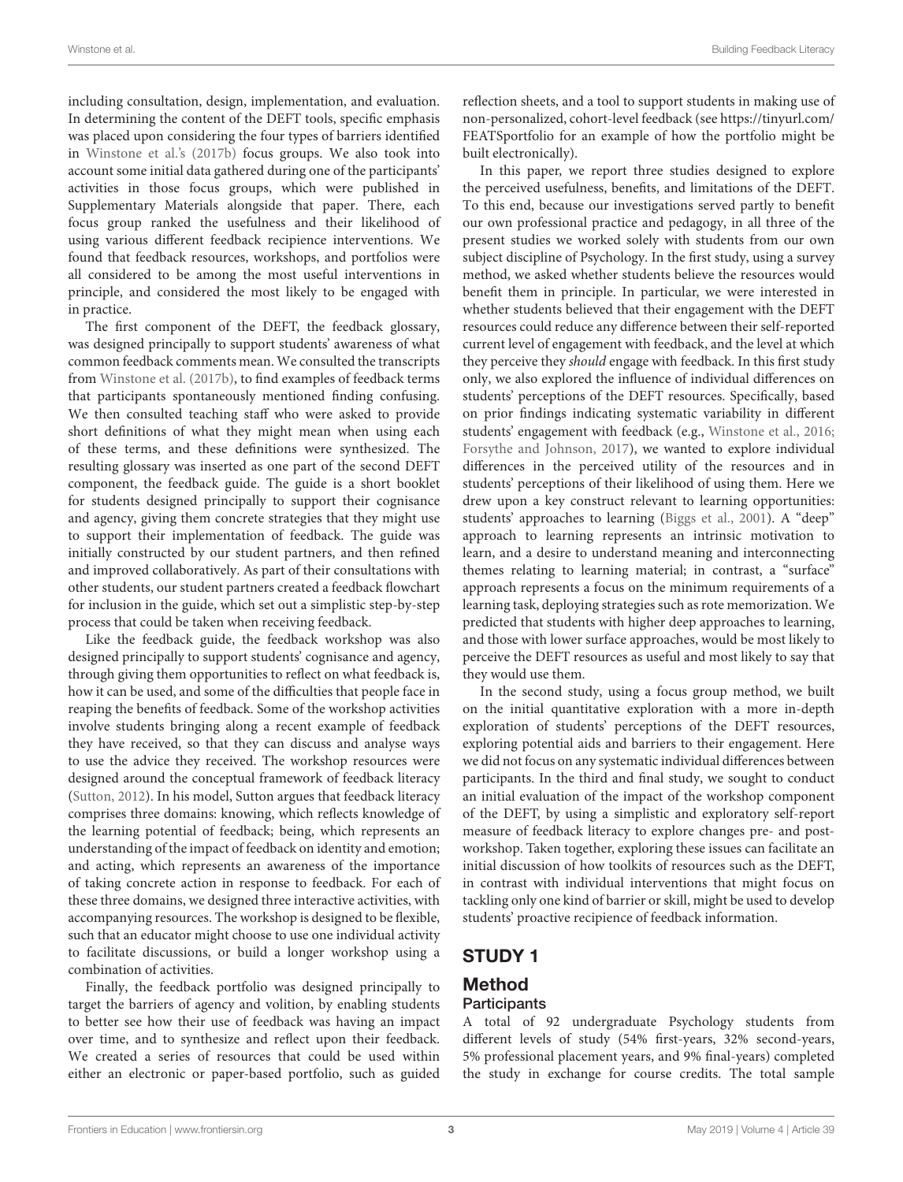including consultation, design, implementation, and evaluation. In determining the content of the DEFT tools, specific emphasis was placed upon considering the four types of barriers identified in Winstone et al.'s (2017b) focus groups. We also took into account some initial data gathered during one of the participants' activities in those focus groups, which were published in Supplementary Materials alongside that paper. There, each focus group ranked the usefulness and their likelihood of using various different feedback recipience interventions. We found that feedback resources, workshops, and portfolios were all considered to be among the most useful interventions in principle, and considered the most likely to be engaged with in practice.

The first component of the DEFT, the feedback glossary, was designed principally to support students' awareness of what common feedback comments mean. We consulted the transcripts from Winstone et al. (2017b), to find examples of feedback terms that participants spontaneously mentioned finding confusing. We then consulted teaching staff who were asked to provide short definitions of what they might mean when using each of these terms, and these definitions were synthesized. The resulting glossary was inserted as one part of the second DEFT component, the feedback guide. The guide is a short booklet for students designed principally to support their cognisance and agency, giving them concrete strategies that they might use to support their implementation of feedback. The guide was initially constructed by our student partners, and then refined and improved collaboratively. As part of their consultations with other students, our student partners created a feedback flowchart for inclusion in the guide, which set out a simplistic step-by-step process that could be taken when receiving feedback.

Like the feedback guide, the feedback workshop was also designed principally to support students' cognisance and agency, through giving them opportunities to reflect on what feedback is, how it can be used, and some of the difficulties that people face in reaping the benefits of feedback. Some of the workshop activities involve students bringing along a recent example of feedback they have received, so that they can discuss and analyse ways to use the advice they received. The workshop resources were designed around the conceptual framework of feedback literacy (Sutton, 2012). In his model, Sutton argues that feedback literacy comprises three domains: knowing, which reflects knowledge of the learning potential of feedback; being, which represents an understanding of the impact of feedback on identity and emotion; and acting, which represents an awareness of the importance of taking concrete action in response to feedback. For each of these three domains, we designed three interactive activities, with accompanying resources. The workshop is designed to be flexible, such that an educator might choose to use one individual activity to facilitate discussions, or build a longer workshop using a combination of activities.

Finally, the feedback portfolio was designed principally to target the barriers of agency and volition, by enabling students to better see how their use of feedback was having an impact over time, and to synthesize and reflect upon their feedback. We created a series of resources that could be used within either an electronic or paper-based portfolio, such as guided reflection sheets, and a tool to support students in making use of non-personalized, cohort-level feedback (see https://tinyurl.com/FEATSportfolio for an example of how the portfolio might be built electronically).

In this paper, we report three studies designed to explore the perceived usefulness, benefits, and limitations of the DEFT. To this end, because our investigations served partly to benefit our own professional practice and pedagogy, in all three of the present studies we worked solely with students from our own subject discipline of Psychology. In the first study, using a survey method, we asked whether students believe the resources would benefit them in principle. In particular, we were interested in whether students believed that their engagement with the DEFT resources could reduce any difference between their self-reported current level of engagement with feedback, and the level at which they perceive they *should* engage with feedback. In this first study only, we also explored the influence of individual differences on students' perceptions of the DEFT resources. Specifically, based on prior findings indicating systematic variability in different students' engagement with feedback (e.g., Winstone et al., 2016; Forsythe and Johnson, 2017), we wanted to explore individual differences in the perceived utility of the resources and in students' perceptions of their likelihood of using them. Here we drew upon a key construct relevant to learning opportunities: students' approaches to learning (Biggs et al., 2001). A "deep" approach to learning represents an intrinsic motivation to learn, and a desire to understand meaning and interconnecting themes relating to learning material; in contrast, a "surface" approach represents a focus on the minimum requirements of a learning task, deploying strategies such as rote memorization. We predicted that students with higher deep approaches to learning, and those with lower surface approaches, would be most likely to perceive the DEFT resources as useful and most likely to say that they would use them.

In the second study, using a focus group method, we built on the initial quantitative exploration with a more in-depth exploration of students' perceptions of the DEFT resources, exploring potential aids and barriers to their engagement. Here we did not focus on any systematic individual differences between participants. In the third and final study, we sought to conduct an initial evaluation of the impact of the workshop component of the DEFT, by using a simplistic and exploratory self-report measure of feedback literacy to explore changes pre- and post-workshop. Taken together, exploring these issues can facilitate an initial discussion of how toolkits of resources such as the DEFT, in contrast with individual interventions that might focus on tackling only one kind of barrier or skill, might be used to develop students' proactive recipience of feedback information.

## STUDY 1

### Method

#### Participants

A total of 92 undergraduate Psychology students from different levels of study (54% first-years, 32% second-years, 5% professional placement years, and 9% final-years) completed the study in exchange for course credits. The total sample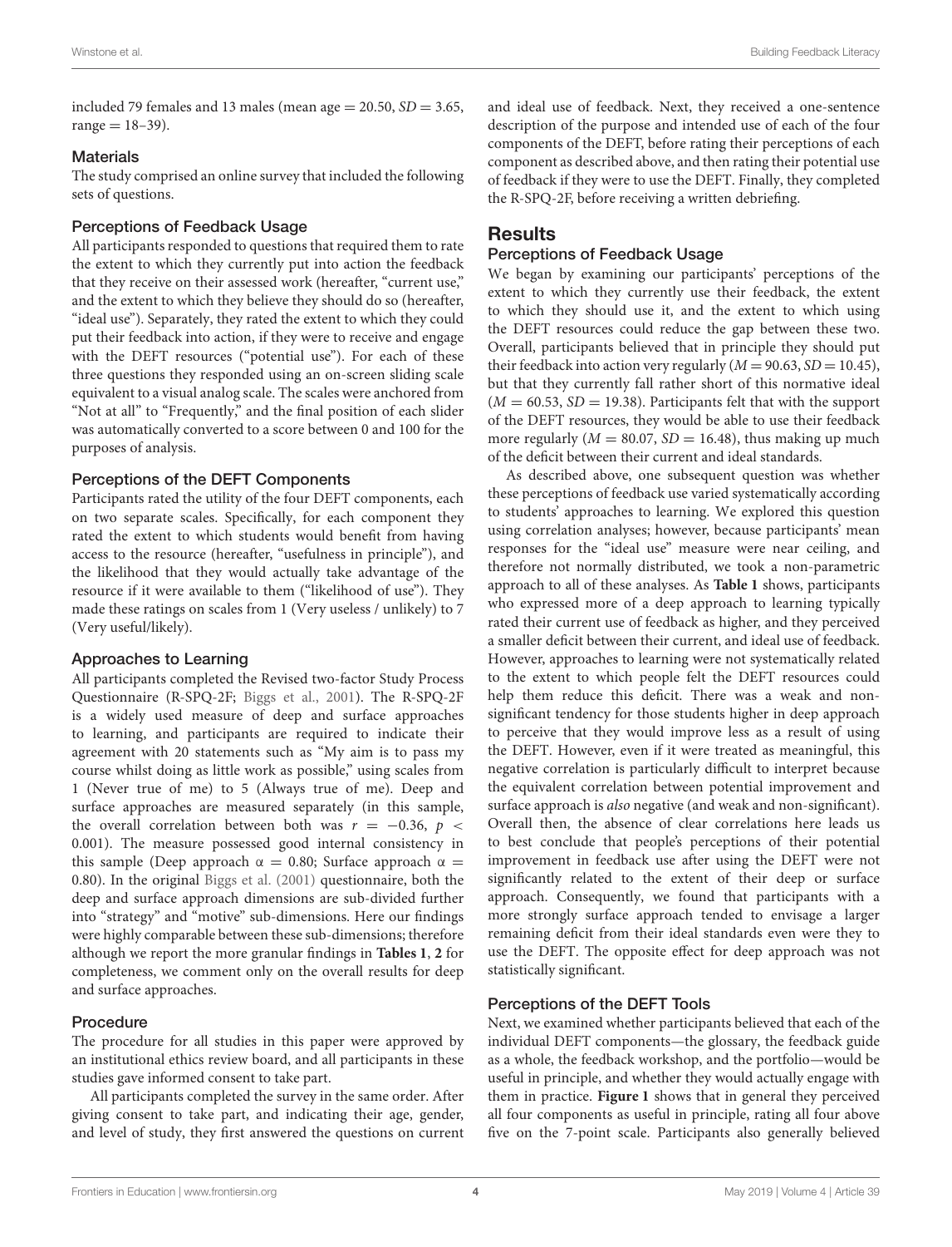included 79 females and 13 males (mean age = 20.50, $SD = 3.65$, range = 18–39).

### Materials

The study comprised an online survey that included the following sets of questions.

#### Perceptions of Feedback Usage

All participants responded to questions that required them to rate the extent to which they currently put into action the feedback that they receive on their assessed work (hereafter, "current use," and the extent to which they believe they should do so (hereafter, "ideal use"). Separately, they rated the extent to which they could put their feedback into action, if they were to receive and engage with the DEFT resources ("potential use"). For each of these three questions they responded using an on-screen sliding scale equivalent to a visual analog scale. The scales were anchored from "Not at all" to "Frequently," and the final position of each slider was automatically converted to a score between 0 and 100 for the purposes of analysis.

#### Perceptions of the DEFT Components

Participants rated the utility of the four DEFT components, each on two separate scales. Specifically, for each component they rated the extent to which students would benefit from having access to the resource (hereafter, "usefulness in principle"), and the likelihood that they would actually take advantage of the resource if it were available to them ("likelihood of use"). They made these ratings on scales from 1 (Very useless / unlikely) to 7 (Very useful/likely).

#### Approaches to Learning

All participants completed the Revised two-factor Study Process Questionnaire (R-SPQ-2F; Biggs et al., 2001). The R-SPQ-2F is a widely used measure of deep and surface approaches to learning, and participants are required to indicate their agreement with 20 statements such as "My aim is to pass my course whilst doing as little work as possible," using scales from 1 (Never true of me) to 5 (Always true of me). Deep and surface approaches are measured separately (in this sample, the overall correlation between both was $r = -0.36$, $p < 0.001$). The measure possessed good internal consistency in this sample (Deep approach $\alpha = 0.80$; Surface approach $\alpha = 0.80$). In the original Biggs et al. (2001) questionnaire, both the deep and surface approach dimensions are sub-divided further into "strategy" and "motive" sub-dimensions. Here our findings were highly comparable between these sub-dimensions; therefore although we report the more granular findings in **Tables 1**, **2** for completeness, we comment only on the overall results for deep and surface approaches.

### Procedure

The procedure for all studies in this paper were approved by an institutional ethics review board, and all participants in these studies gave informed consent to take part.

All participants completed the survey in the same order. After giving consent to take part, and indicating their age, gender, and level of study, they first answered the questions on current and ideal use of feedback. Next, they received a one-sentence description of the purpose and intended use of each of the four components of the DEFT, before rating their perceptions of each component as described above, and then rating their potential use of feedback if they were to use the DEFT. Finally, they completed the R-SPQ-2F, before receiving a written debriefing.

## Results

### Perceptions of Feedback Usage

We began by examining our participants' perceptions of the extent to which they currently use their feedback, the extent to which they should use it, and the extent to which using the DEFT resources could reduce the gap between these two. Overall, participants believed that in principle they should put their feedback into action very regularly ($M = 90.63$, $SD = 10.45$), but that they currently fall rather short of this normative ideal ($M = 60.53$, $SD = 19.38$). Participants felt that with the support of the DEFT resources, they would be able to use their feedback more regularly ($M = 80.07$, $SD = 16.48$), thus making up much of the deficit between their current and ideal standards.

As described above, one subsequent question was whether these perceptions of feedback use varied systematically according to students' approaches to learning. We explored this question using correlation analyses; however, because participants' mean responses for the "ideal use" measure were near ceiling, and therefore not normally distributed, we took a non-parametric approach to all of these analyses. As **Table 1** shows, participants who expressed more of a deep approach to learning typically rated their current use of feedback as higher, and they perceived a smaller deficit between their current, and ideal use of feedback. However, approaches to learning were not systematically related to the extent to which people felt the DEFT resources could help them reduce this deficit. There was a weak and non-significant tendency for those students higher in deep approach to perceive that they would improve less as a result of using the DEFT. However, even if it were treated as meaningful, this negative correlation is particularly difficult to interpret because the equivalent correlation between potential improvement and surface approach is *also* negative (and weak and non-significant). Overall then, the absence of clear correlations here leads us to best conclude that people's perceptions of their potential improvement in feedback use after using the DEFT were not significantly related to the extent of their deep or surface approach. Consequently, we found that participants with a more strongly surface approach tended to envisage a larger remaining deficit from their ideal standards even were they to use the DEFT. The opposite effect for deep approach was not statistically significant.

### Perceptions of the DEFT Tools

Next, we examined whether participants believed that each of the individual DEFT components—the glossary, the feedback guide as a whole, the feedback workshop, and the portfolio—would be useful in principle, and whether they would actually engage with them in practice. **Figure 1** shows that in general they perceived all four components as useful in principle, rating all four above five on the 7-point scale. Participants also generally believed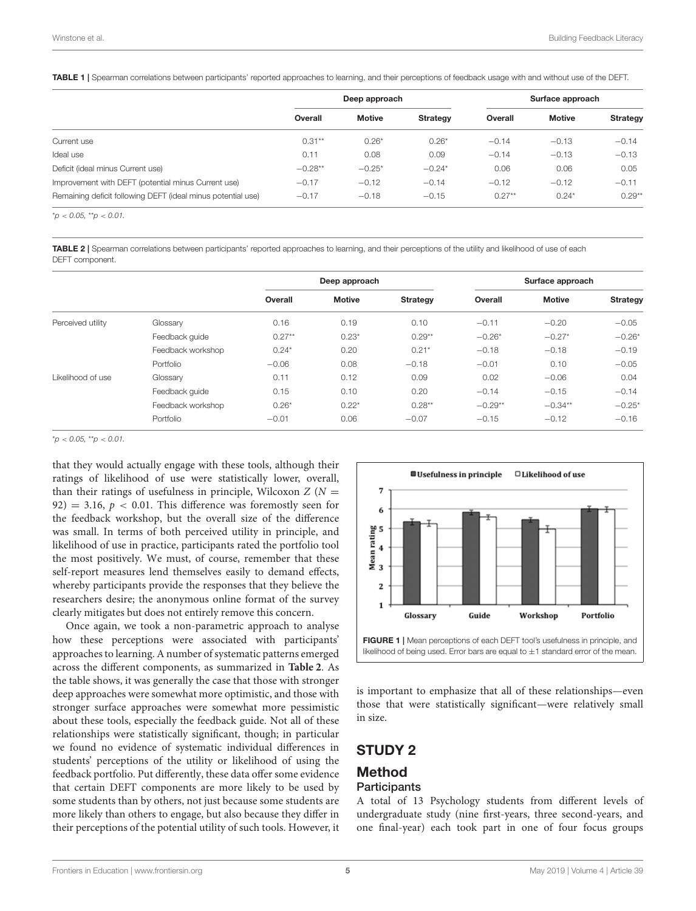**TABLE 1 |** Spearman correlations between participants' reported approaches to learning, and their perceptions of feedback usage with and without use of the DEFT.

| | Deep approach | | | Surface approach | | |
|---|---|---|---|---|---|---|
| | Overall | Motive | Strategy | Overall | Motive | Strategy |
| Current use | 0.31** | 0.26* | 0.26* | −0.14 | −0.13 | −0.14 |
| Ideal use | 0.11 | 0.08 | 0.09 | −0.14 | −0.13 | −0.13 |
| Deficit (ideal minus Current use) | −0.28** | −0.25* | −0.24* | 0.06 | 0.06 | 0.05 |
| Improvement with DEFT (potential minus Current use) | −0.17 | −0.12 | −0.14 | −0.12 | −0.12 | −0.11 |
| Remaining deficit following DEFT (ideal minus potential use) | −0.17 | −0.18 | −0.15 | 0.27** | 0.24* | 0.29** |

*p < 0.05, **p < 0.01.

**TABLE 2 |** Spearman correlations between participants' reported approaches to learning, and their perceptions of the utility and likelihood of use of each DEFT component.

| | | Deep approach | | | Surface approach | | |
|---|---|---|---|---|---|---|---|
| | | Overall | Motive | Strategy | Overall | Motive | Strategy |
| Perceived utility | Glossary | 0.16 | 0.19 | 0.10 | −0.11 | −0.20 | −0.05 |
| | Feedback guide | 0.27** | 0.23* | 0.29** | −0.26* | −0.27* | −0.26* |
| | Feedback workshop | 0.24* | 0.20 | 0.21* | −0.18 | −0.18 | −0.19 |
| | Portfolio | −0.06 | 0.08 | −0.18 | −0.01 | 0.10 | −0.05 |
| Likelihood of use | Glossary | 0.11 | 0.12 | 0.09 | 0.02 | −0.06 | 0.04 |
| | Feedback guide | 0.15 | 0.10 | 0.20 | −0.14 | −0.15 | −0.14 |
| | Feedback workshop | 0.26* | 0.22* | 0.28** | −0.29** | −0.34** | −0.25* |
| | Portfolio | −0.01 | 0.06 | −0.07 | −0.15 | −0.12 | −0.16 |

*p < 0.05, **p < 0.01.

that they would actually engage with these tools, although their ratings of likelihood of use were statistically lower, overall, than their ratings of usefulness in principle, Wilcoxon $Z$ ($N = 92$) $= 3.16$, $p < 0.01$. This difference was foremostly seen for the feedback workshop, but the overall size of the difference was small. In terms of both perceived utility in principle, and likelihood of use in practice, participants rated the portfolio tool the most positively. We must, of course, remember that these self-report measures lend themselves easily to demand effects, whereby participants provide the responses that they believe the researchers desire; the anonymous online format of the survey clearly mitigates but does not entirely remove this concern.

Once again, we took a non-parametric approach to analyse how these perceptions were associated with participants' approaches to learning. A number of systematic patterns emerged across the different components, as summarized in **Table 2**. As the table shows, it was generally the case that those with stronger deep approaches were somewhat more optimistic, and those with stronger surface approaches were somewhat more pessimistic about these tools, especially the feedback guide. Not all of these relationships were statistically significant, though; in particular we found no evidence of systematic individual differences in students' perceptions of the utility or likelihood of using the feedback portfolio. Put differently, these data offer some evidence that certain DEFT components are more likely to be used by some students than by others, not just because some students are more likely than others to engage, but also because they differ in their perceptions of the potential utility of such tools. However, it is important to emphasize that all of these relationships—even those that were statistically significant—were relatively small in size.

**FIGURE 1 |** Mean perceptions of each DEFT tool's usefulness in principle, and likelihood of being used. Error bars are equal to ±1 standard error of the mean.

## STUDY 2

### Method

#### Participants

A total of 13 Psychology students from different levels of undergraduate study (nine first-years, three second-years, and one final-year) each took part in one of four focus groups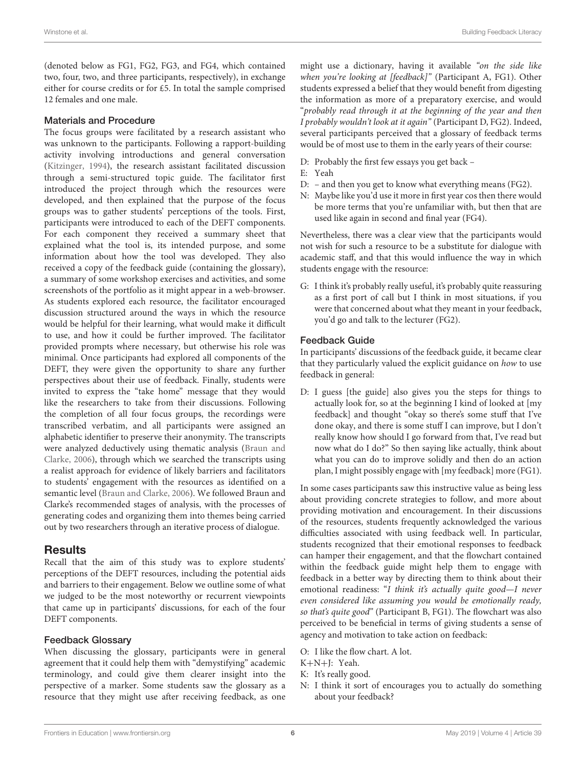(denoted below as FG1, FG2, FG3, and FG4, which contained two, four, two, and three participants, respectively), in exchange either for course credits or for £5. In total the sample comprised 12 females and one male.

### Materials and Procedure

The focus groups were facilitated by a research assistant who was unknown to the participants. Following a rapport-building activity involving introductions and general conversation (Kitzinger, 1994), the research assistant facilitated discussion through a semi-structured topic guide. The facilitator first introduced the project through which the resources were developed, and then explained that the purpose of the focus groups was to gather students' perceptions of the tools. First, participants were introduced to each of the DEFT components. For each component they received a summary sheet that explained what the tool is, its intended purpose, and some information about how the tool was developed. They also received a copy of the feedback guide (containing the glossary), a summary of some workshop exercises and activities, and some screenshots of the portfolio as it might appear in a web-browser. As students explored each resource, the facilitator encouraged discussion structured around the ways in which the resource would be helpful for their learning, what would make it difficult to use, and how it could be further improved. The facilitator provided prompts where necessary, but otherwise his role was minimal. Once participants had explored all components of the DEFT, they were given the opportunity to share any further perspectives about their use of feedback. Finally, students were invited to express the "take home" message that they would like the researchers to take from their discussions. Following the completion of all four focus groups, the recordings were transcribed verbatim, and all participants were assigned an alphabetic identifier to preserve their anonymity. The transcripts were analyzed deductively using thematic analysis (Braun and Clarke, 2006), through which we searched the transcripts using a realist approach for evidence of likely barriers and facilitators to students' engagement with the resources as identified on a semantic level (Braun and Clarke, 2006). We followed Braun and Clarke's recommended stages of analysis, with the processes of generating codes and organizing them into themes being carried out by two researchers through an iterative process of dialogue.

## Results

Recall that the aim of this study was to explore students' perceptions of the DEFT resources, including the potential aids and barriers to their engagement. Below we outline some of what we judged to be the most noteworthy or recurrent viewpoints that came up in participants' discussions, for each of the four DEFT components.

### Feedback Glossary

When discussing the glossary, participants were in general agreement that it could help them with "demystifying" academic terminology, and could give them clearer insight into the perspective of a marker. Some students saw the glossary as a resource that they might use after receiving feedback, as one might use a dictionary, having it available *"on the side like when you're looking at [feedback]"* (Participant A, FG1). Other students expressed a belief that they would benefit from digesting the information as more of a preparatory exercise, and would "*probably read through it at the beginning of the year and then I probably wouldn't look at it again"* (Participant D, FG2). Indeed, several participants perceived that a glossary of feedback terms would be of most use to them in the early years of their course:

D: Probably the first few essays you get back –  
E: Yeah  
D: – and then you get to know what everything means (FG2).  
N: Maybe like you'd use it more in first year cos then there would be more terms that you're unfamiliar with, but then that are used like again in second and final year (FG4).

Nevertheless, there was a clear view that the participants would not wish for such a resource to be a substitute for dialogue with academic staff, and that this would influence the way in which students engage with the resource:

G: I think it's probably really useful, it's probably quite reassuring as a first port of call but I think in most situations, if you were that concerned about what they meant in your feedback, you'd go and talk to the lecturer (FG2).

### Feedback Guide

In participants' discussions of the feedback guide, it became clear that they particularly valued the explicit guidance on *how* to use feedback in general:

D: I guess [the guide] also gives you the steps for things to actually look for, so at the beginning I kind of looked at [my feedback] and thought "okay so there's some stuff that I've done okay, and there is some stuff I can improve, but I don't really know how should I go forward from that, I've read but now what do I do?" So then saying like actually, think about what you can do to improve solidly and then do an action plan, I might possibly engage with [my feedback] more (FG1).

In some cases participants saw this instructive value as being less about providing concrete strategies to follow, and more about providing motivation and encouragement. In their discussions of the resources, students frequently acknowledged the various difficulties associated with using feedback well. In particular, students recognized that their emotional responses to feedback can hamper their engagement, and that the flowchart contained within the feedback guide might help them to engage with feedback in a better way by directing them to think about their emotional readiness: "*I think it's actually quite good—I never even considered like assuming you would be emotionally ready, so that's quite good*" (Participant B, FG1). The flowchart was also perceived to be beneficial in terms of giving students a sense of agency and motivation to take action on feedback:

O: I like the flow chart. A lot.  
K+N+J: Yeah.  
K: It's really good.  
N: I think it sort of encourages you to actually do something about your feedback?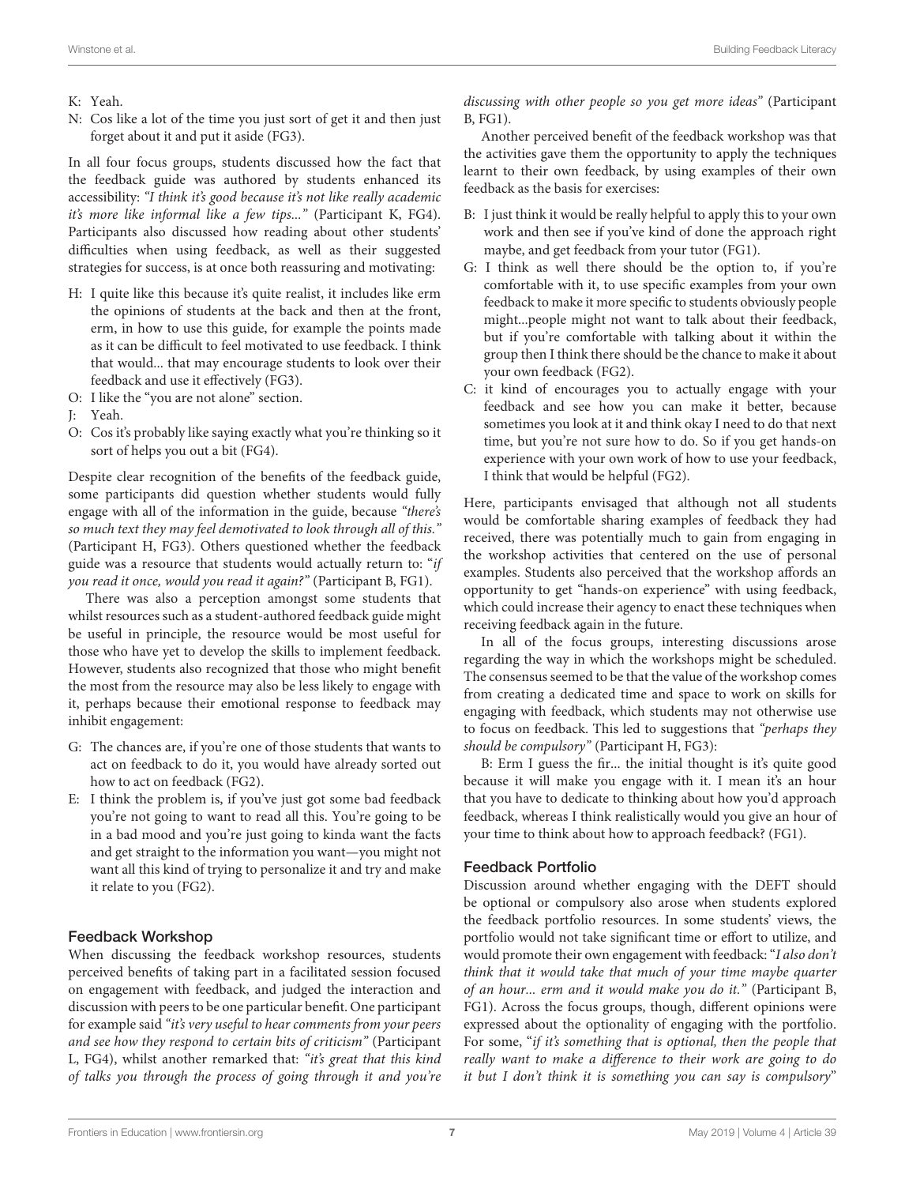K: Yeah.

N: Cos like a lot of the time you just sort of get it and then just forget about it and put it aside (FG3).

In all four focus groups, students discussed how the fact that the feedback guide was authored by students enhanced its accessibility: *"I think it's good because it's not like really academic it's more like informal like a few tips..."* (Participant K, FG4). Participants also discussed how reading about other students' difficulties when using feedback, as well as their suggested strategies for success, is at once both reassuring and motivating:

H: I quite like this because it's quite realist, it includes like erm the opinions of students at the back and then at the front, erm, in how to use this guide, for example the points made as it can be difficult to feel motivated to use feedback. I think that would... that may encourage students to look over their feedback and use it effectively (FG3).

O: I like the "you are not alone" section.

J: Yeah.

O: Cos it's probably like saying exactly what you're thinking so it sort of helps you out a bit (FG4).

Despite clear recognition of the benefits of the feedback guide, some participants did question whether students would fully engage with all of the information in the guide, because *"there's so much text they may feel demotivated to look through all of this."* (Participant H, FG3). Others questioned whether the feedback guide was a resource that students would actually return to: "*if you read it once, would you read it again?"* (Participant B, FG1).

There was also a perception amongst some students that whilst resources such as a student-authored feedback guide might be useful in principle, the resource would be most useful for those who have yet to develop the skills to implement feedback. However, students also recognized that those who might benefit the most from the resource may also be less likely to engage with it, perhaps because their emotional response to feedback may inhibit engagement:

G: The chances are, if you're one of those students that wants to act on feedback to do it, you would have already sorted out how to act on feedback (FG2).

E: I think the problem is, if you've just got some bad feedback you're not going to want to read all this. You're going to be in a bad mood and you're just going to kinda want the facts and get straight to the information you want—you might not want all this kind of trying to personalize it and try and make it relate to you (FG2).

### Feedback Workshop

When discussing the feedback workshop resources, students perceived benefits of taking part in a facilitated session focused on engagement with feedback, and judged the interaction and discussion with peers to be one particular benefit. One participant for example said "*it's very useful to hear comments from your peers and see how they respond to certain bits of criticism"* (Participant L, FG4), whilst another remarked that: *"it's great that this kind of talks you through the process of going through it and you're discussing with other people so you get more ideas"* (Participant B, FG1).

Another perceived benefit of the feedback workshop was that the activities gave them the opportunity to apply the techniques learnt to their own feedback, by using examples of their own feedback as the basis for exercises:

B: I just think it would be really helpful to apply this to your own work and then see if you've kind of done the approach right maybe, and get feedback from your tutor (FG1).

G: I think as well there should be the option to, if you're comfortable with it, to use specific examples from your own feedback to make it more specific to students obviously people might...people might not want to talk about their feedback, but if you're comfortable with talking about it within the group then I think there should be the chance to make it about your own feedback (FG2).

C: it kind of encourages you to actually engage with your feedback and see how you can make it better, because sometimes you look at it and think okay I need to do that next time, but you're not sure how to do. So if you get hands-on experience with your own work of how to use your feedback, I think that would be helpful (FG2).

Here, participants envisaged that although not all students would be comfortable sharing examples of feedback they had received, there was potentially much to gain from engaging in the workshop activities that centered on the use of personal examples. Students also perceived that the workshop affords an opportunity to get "hands-on experience" with using feedback, which could increase their agency to enact these techniques when receiving feedback again in the future.

In all of the focus groups, interesting discussions arose regarding the way in which the workshops might be scheduled. The consensus seemed to be that the value of the workshop comes from creating a dedicated time and space to work on skills for engaging with feedback, which students may not otherwise use to focus on feedback. This led to suggestions that *"perhaps they should be compulsory"* (Participant H, FG3):

B: Erm I guess the fir... the initial thought is it's quite good because it will make you engage with it. I mean it's an hour that you have to dedicate to thinking about how you'd approach feedback, whereas I think realistically would you give an hour of your time to think about how to approach feedback? (FG1).

### Feedback Portfolio

Discussion around whether engaging with the DEFT should be optional or compulsory also arose when students explored the feedback portfolio resources. In some students' views, the portfolio would not take significant time or effort to utilize, and would promote their own engagement with feedback: "*I also don't think that it would take that much of your time maybe quarter of an hour... erm and it would make you do it."* (Participant B, FG1). Across the focus groups, though, different opinions were expressed about the optionality of engaging with the portfolio. For some, "*if it's something that is optional, then the people that really want to make a difference to their work are going to do it but I don't think it is something you can say is compulsory*"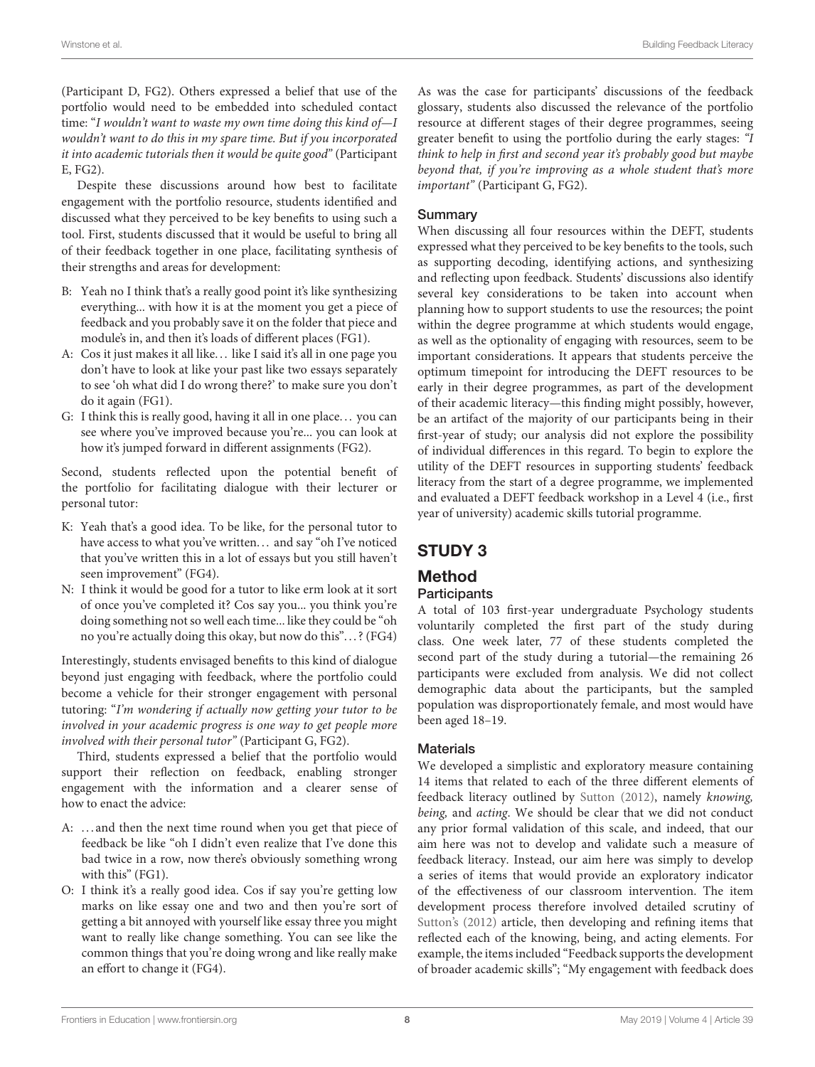(Participant D, FG2). Others expressed a belief that use of the portfolio would need to be embedded into scheduled contact time: "*I wouldn't want to waste my own time doing this kind of—I wouldn't want to do this in my spare time. But if you incorporated it into academic tutorials then it would be quite good*" (Participant E, FG2).

Despite these discussions around how best to facilitate engagement with the portfolio resource, students identified and discussed what they perceived to be key benefits to using such a tool. First, students discussed that it would be useful to bring all of their feedback together in one place, facilitating synthesis of their strengths and areas for development:

B: Yeah no I think that's a really good point it's like synthesizing everything... with how it is at the moment you get a piece of feedback and you probably save it on the folder that piece and module's in, and then it's loads of different places (FG1).

A: Cos it just makes it all like… like I said it's all in one page you don't have to look at like your past like two essays separately to see 'oh what did I do wrong there?' to make sure you don't do it again (FG1).

G: I think this is really good, having it all in one place… you can see where you've improved because you're... you can look at how it's jumped forward in different assignments (FG2).

Second, students reflected upon the potential benefit of the portfolio for facilitating dialogue with their lecturer or personal tutor:

K: Yeah that's a good idea. To be like, for the personal tutor to have access to what you've written… and say "oh I've noticed that you've written this in a lot of essays but you still haven't seen improvement" (FG4).

N: I think it would be good for a tutor to like erm look at it sort of once you've completed it? Cos say you... you think you're doing something not so well each time... like they could be "oh no you're actually doing this okay, but now do this"…? (FG4)

Interestingly, students envisaged benefits to this kind of dialogue beyond just engaging with feedback, where the portfolio could become a vehicle for their stronger engagement with personal tutoring: "*I'm wondering if actually now getting your tutor to be involved in your academic progress is one way to get people more involved with their personal tutor*" (Participant G, FG2).

Third, students expressed a belief that the portfolio would support their reflection on feedback, enabling stronger engagement with the information and a clearer sense of how to enact the advice:

A: …and then the next time round when you get that piece of feedback be like "oh I didn't even realize that I've done this bad twice in a row, now there's obviously something wrong with this" (FG1).

O: I think it's a really good idea. Cos if say you're getting low marks on like essay one and two and then you're sort of getting a bit annoyed with yourself like essay three you might want to really like change something. You can see like the common things that you're doing wrong and like really make an effort to change it (FG4).

As was the case for participants' discussions of the feedback glossary, students also discussed the relevance of the portfolio resource at different stages of their degree programmes, seeing greater benefit to using the portfolio during the early stages: "*I think to help in first and second year it's probably good but maybe beyond that, if you're improving as a whole student that's more important*" (Participant G, FG2).

### Summary

When discussing all four resources within the DEFT, students expressed what they perceived to be key benefits to the tools, such as supporting decoding, identifying actions, and synthesizing and reflecting upon feedback. Students' discussions also identify several key considerations to be taken into account when planning how to support students to use the resources; the point within the degree programme at which students would engage, as well as the optionality of engaging with resources, seem to be important considerations. It appears that students perceive the optimum timepoint for introducing the DEFT resources to be early in their degree programmes, as part of the development of their academic literacy—this finding might possibly, however, be an artifact of the majority of our participants being in their first-year of study; our analysis did not explore the possibility of individual differences in this regard. To begin to explore the utility of the DEFT resources in supporting students' feedback literacy from the start of a degree programme, we implemented and evaluated a DEFT feedback workshop in a Level 4 (i.e., first year of university) academic skills tutorial programme.

# STUDY 3

## Method

### Participants

A total of 103 first-year undergraduate Psychology students voluntarily completed the first part of the study during class. One week later, 77 of these students completed the second part of the study during a tutorial—the remaining 26 participants were excluded from analysis. We did not collect demographic data about the participants, but the sampled population was disproportionately female, and most would have been aged 18–19.

### Materials

We developed a simplistic and exploratory measure containing 14 items that related to each of the three different elements of feedback literacy outlined by Sutton (2012), namely *knowing*, *being*, and *acting*. We should be clear that we did not conduct any prior formal validation of this scale, and indeed, that our aim here was not to develop and validate such a measure of feedback literacy. Instead, our aim here was simply to develop a series of items that would provide an exploratory indicator of the effectiveness of our classroom intervention. The item development process therefore involved detailed scrutiny of Sutton's (2012) article, then developing and refining items that reflected each of the knowing, being, and acting elements. For example, the items included "Feedback supports the development of broader academic skills"; "My engagement with feedback does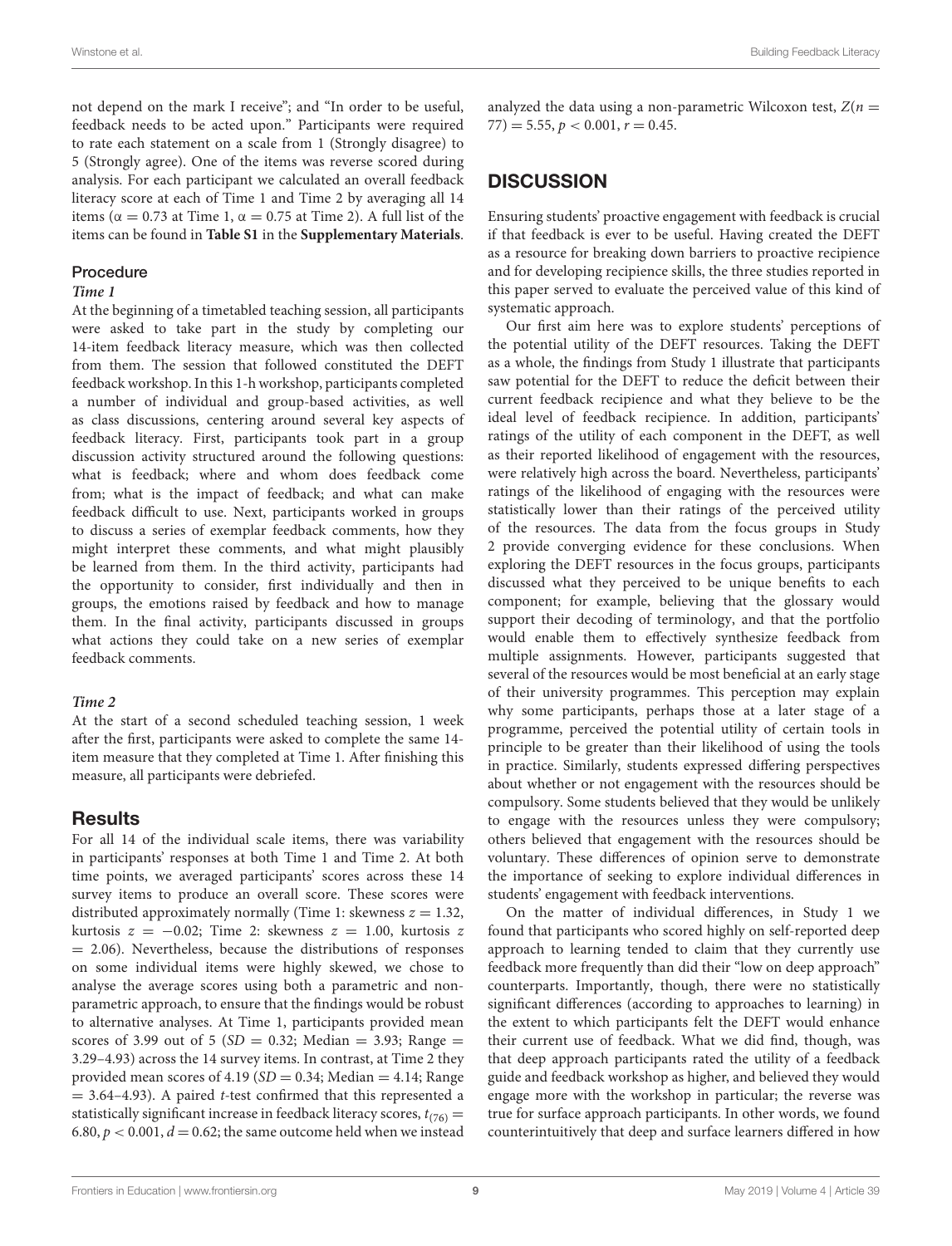not depend on the mark I receive"; and "In order to be useful, feedback needs to be acted upon." Participants were required to rate each statement on a scale from 1 (Strongly disagree) to 5 (Strongly agree). One of the items was reverse scored during analysis. For each participant we calculated an overall feedback literacy score at each of Time 1 and Time 2 by averaging all 14 items ($\alpha = 0.73$ at Time 1, $\alpha = 0.75$ at Time 2). A full list of the items can be found in **Table S1** in the **Supplementary Materials**.

### Procedure

#### *Time 1*

At the beginning of a timetabled teaching session, all participants were asked to take part in the study by completing our 14-item feedback literacy measure, which was then collected from them. The session that followed constituted the DEFT feedback workshop. In this 1-h workshop, participants completed a number of individual and group-based activities, as well as class discussions, centering around several key aspects of feedback literacy. First, participants took part in a group discussion activity structured around the following questions: what is feedback; where and whom does feedback come from; what is the impact of feedback; and what can make feedback difficult to use. Next, participants worked in groups to discuss a series of exemplar feedback comments, how they might interpret these comments, and what might plausibly be learned from them. In the third activity, participants had the opportunity to consider, first individually and then in groups, the emotions raised by feedback and how to manage them. In the final activity, participants discussed in groups what actions they could take on a new series of exemplar feedback comments.

#### *Time 2*

At the start of a second scheduled teaching session, 1 week after the first, participants were asked to complete the same 14-item measure that they completed at Time 1. After finishing this measure, all participants were debriefed.

## Results

For all 14 of the individual scale items, there was variability in participants' responses at both Time 1 and Time 2. At both time points, we averaged participants' scores across these 14 survey items to produce an overall score. These scores were distributed approximately normally (Time 1: skewness $z = 1.32$, kurtosis $z = -0.02$; Time 2: skewness $z = 1.00$, kurtosis $z = 2.06$). Nevertheless, because the distributions of responses on some individual items were highly skewed, we chose to analyse the average scores using both a parametric and non-parametric approach, to ensure that the findings would be robust to alternative analyses. At Time 1, participants provided mean scores of 3.99 out of 5 ($SD = 0.32$; Median = 3.93; Range = 3.29–4.93) across the 14 survey items. In contrast, at Time 2 they provided mean scores of 4.19 ($SD = 0.34$; Median = 4.14; Range = 3.64–4.93). A paired *t*-test confirmed that this represented a statistically significant increase in feedback literacy scores, $t_{(76)} = 6.80$, $p < 0.001$, $d = 0.62$; the same outcome held when we instead analyzed the data using a non-parametric Wilcoxon test, $Z(n = 77) = 5.55$, $p < 0.001$, $r = 0.45$.

# DISCUSSION

Ensuring students' proactive engagement with feedback is crucial if that feedback is ever to be useful. Having created the DEFT as a resource for breaking down barriers to proactive recipience and for developing recipience skills, the three studies reported in this paper served to evaluate the perceived value of this kind of systematic approach.

Our first aim here was to explore students' perceptions of the potential utility of the DEFT resources. Taking the DEFT as a whole, the findings from Study 1 illustrate that participants saw potential for the DEFT to reduce the deficit between their current feedback recipience and what they believe to be the ideal level of feedback recipience. In addition, participants' ratings of the utility of each component in the DEFT, as well as their reported likelihood of engagement with the resources, were relatively high across the board. Nevertheless, participants' ratings of the likelihood of engaging with the resources were statistically lower than their ratings of the perceived utility of the resources. The data from the focus groups in Study 2 provide converging evidence for these conclusions. When exploring the DEFT resources in the focus groups, participants discussed what they perceived to be unique benefits to each component; for example, believing that the glossary would support their decoding of terminology, and that the portfolio would enable them to effectively synthesize feedback from multiple assignments. However, participants suggested that several of the resources would be most beneficial at an early stage of their university programmes. This perception may explain why some participants, perhaps those at a later stage of a programme, perceived the potential utility of certain tools in principle to be greater than their likelihood of using the tools in practice. Similarly, students expressed differing perspectives about whether or not engagement with the resources should be compulsory. Some students believed that they would be unlikely to engage with the resources unless they were compulsory; others believed that engagement with the resources should be voluntary. These differences of opinion serve to demonstrate the importance of seeking to explore individual differences in students' engagement with feedback interventions.

On the matter of individual differences, in Study 1 we found that participants who scored highly on self-reported deep approach to learning tended to claim that they currently use feedback more frequently than did their "low on deep approach" counterparts. Importantly, though, there were no statistically significant differences (according to approaches to learning) in the extent to which participants felt the DEFT would enhance their current use of feedback. What we did find, though, was that deep approach participants rated the utility of a feedback guide and feedback workshop as higher, and believed they would engage more with the workshop in particular; the reverse was true for surface approach participants. In other words, we found counterintuitively that deep and surface learners differed in how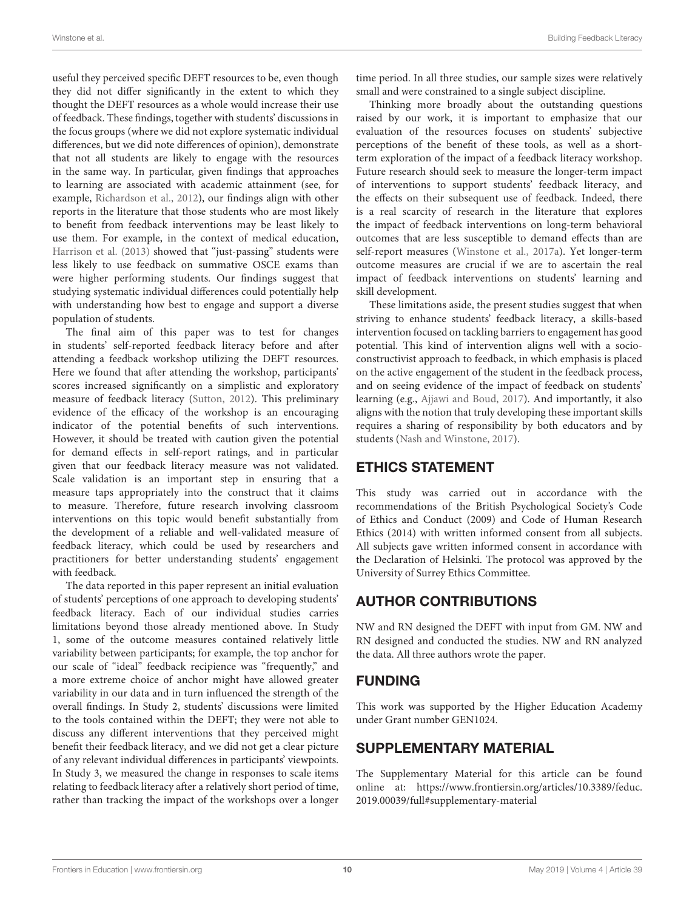useful they perceived specific DEFT resources to be, even though they did not differ significantly in the extent to which they thought the DEFT resources as a whole would increase their use of feedback. These findings, together with students' discussions in the focus groups (where we did not explore systematic individual differences, but we did note differences of opinion), demonstrate that not all students are likely to engage with the resources in the same way. In particular, given findings that approaches to learning are associated with academic attainment (see, for example, Richardson et al., 2012), our findings align with other reports in the literature that those students who are most likely to benefit from feedback interventions may be least likely to use them. For example, in the context of medical education, Harrison et al. (2013) showed that "just-passing" students were less likely to use feedback on summative OSCE exams than were higher performing students. Our findings suggest that studying systematic individual differences could potentially help with understanding how best to engage and support a diverse population of students.

The final aim of this paper was to test for changes in students' self-reported feedback literacy before and after attending a feedback workshop utilizing the DEFT resources. Here we found that after attending the workshop, participants' scores increased significantly on a simplistic and exploratory measure of feedback literacy (Sutton, 2012). This preliminary evidence of the efficacy of the workshop is an encouraging indicator of the potential benefits of such interventions. However, it should be treated with caution given the potential for demand effects in self-report ratings, and in particular given that our feedback literacy measure was not validated. Scale validation is an important step in ensuring that a measure taps appropriately into the construct that it claims to measure. Therefore, future research involving classroom interventions on this topic would benefit substantially from the development of a reliable and well-validated measure of feedback literacy, which could be used by researchers and practitioners for better understanding students' engagement with feedback.

The data reported in this paper represent an initial evaluation of students' perceptions of one approach to developing students' feedback literacy. Each of our individual studies carries limitations beyond those already mentioned above. In Study 1, some of the outcome measures contained relatively little variability between participants; for example, the top anchor for our scale of "ideal" feedback recipient was "frequently," and a more extreme choice of anchor might have allowed greater variability in our data and in turn influenced the strength of the overall findings. In Study 2, students' discussions were limited to the tools contained within the DEFT; they were not able to discuss any different interventions that they perceived might benefit their feedback literacy, and we did not get a clear picture of any relevant individual differences in participants' viewpoints. In Study 3, we measured the change in responses to scale items relating to feedback literacy after a relatively short period of time, rather than tracking the impact of the workshops over a longer time period. In all three studies, our sample sizes were relatively small and were constrained to a single subject discipline.

Thinking more broadly about the outstanding questions raised by our work, it is important to emphasize that our evaluation of the resources focuses on students' subjective perceptions of the benefit of these tools, as well as a short-term exploration of the impact of a feedback literacy workshop. Future research should seek to measure the longer-term impact of interventions to support students' feedback literacy, and the effects on their subsequent use of feedback. Indeed, there is a real scarcity of research in the literature that explores the impact of feedback interventions on long-term behavioral outcomes that are less susceptible to demand effects than are self-report measures (Winstone et al., 2017a). Yet longer-term outcome measures are crucial if we are to ascertain the real impact of feedback interventions on students' learning and skill development.

These limitations aside, the present studies suggest that when striving to enhance students' feedback literacy, a skills-based intervention focused on tackling barriers to engagement has good potential. This kind of intervention aligns well with a socio-constructivist approach to feedback, in which emphasis is placed on the active engagement of the student in the feedback process, and on seeing evidence of the impact of feedback on students' learning (e.g., Ajjawi and Boud, 2017). And importantly, it also aligns with the notion that truly developing these important skills requires a sharing of responsibility by both educators and by students (Nash and Winstone, 2017).

## ETHICS STATEMENT

This study was carried out in accordance with the recommendations of the British Psychological Society's Code of Ethics and Conduct (2009) and Code of Human Research Ethics (2014) with written informed consent from all subjects. All subjects gave written informed consent in accordance with the Declaration of Helsinki. The protocol was approved by the University of Surrey Ethics Committee.

## AUTHOR CONTRIBUTIONS

NW and RN designed the DEFT with input from GM. NW and RN designed and conducted the studies. NW and RN analyzed the data. All three authors wrote the paper.

## FUNDING

This work was supported by the Higher Education Academy under Grant number GEN1024.

## SUPPLEMENTARY MATERIAL

The Supplementary Material for this article can be found online at: https://www.frontiersin.org/articles/10.3389/feduc.2019.00039/full#supplementary-material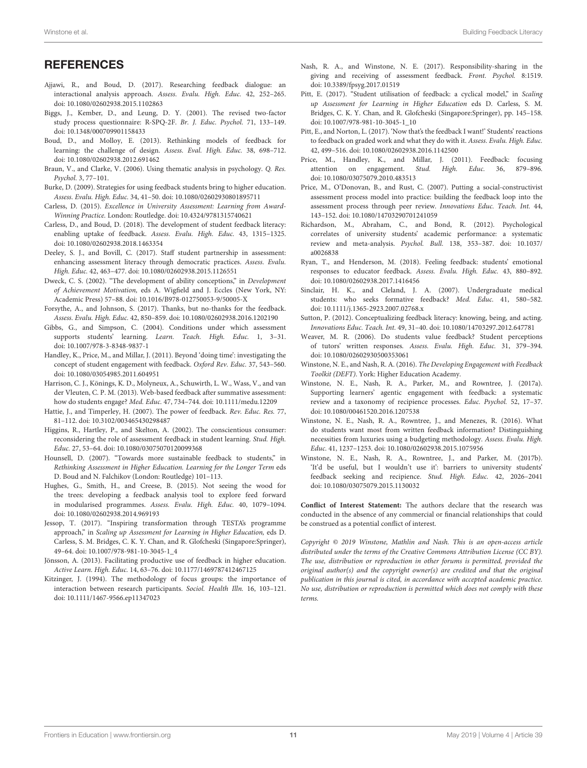## REFERENCES

Ajjawi, R., and Boud, D. (2017). Researching feedback dialogue: an interactional analysis approach. *Assess. Evalu. High. Educ.* 42, 252–265. doi: 10.1080/02602938.2015.1102863

Biggs, J., Kember, D., and Leung, D. Y. (2001). The revised two-factor study process questionnaire: R-SPQ-2F. *Br. J. Educ. Psychol.* 71, 133–149. doi: 10.1348/000709901158433

Boud, D., and Molloy, E. (2013). Rethinking models of feedback for learning: the challenge of design. *Assess. Eval. High. Educ.* 38, 698–712. doi: 10.1080/02602938.2012.691462

Braun, V., and Clarke, V. (2006). Using thematic analysis in psychology. *Q. Res. Psychol.* 3, 77–101.

Burke, D. (2009). Strategies for using feedback students bring to higher education. *Assess. Evalu. High. Educ.* 34, 41–50. doi: 10.1080/02602930801895711

Carless, D. (2015). *Excellence in University Assessment: Learning from Award-Winning Practice.* London: Routledge. doi: 10.4324/9781315740621

Carless, D., and Boud, D. (2018). The development of student feedback literacy: enabling uptake of feedback. *Assess. Evalu. High. Educ.* 43, 1315–1325. doi: 10.1080/02602938.2018.1463354

Deeley, S. J., and Bovill, C. (2017). Staff student partnership in assessment: enhancing assessment literacy through democratic practices. *Assess. Evalu. High. Educ.* 42, 463–477. doi: 10.1080/02602938.2015.1126551

Dweck, C. S. (2002). "The development of ability conceptions," in *Development of Achievement Motivation,* eds A. Wigfield and J. Eccles (New York, NY: Academic Press) 57–88. doi: 10.1016/B978-012750053-9/50005-X

Forsythe, A., and Johnson, S. (2017). Thanks, but no-thanks for the feedback. *Assess. Evalu. High. Educ.* 42, 850–859. doi: 10.1080/02602938.2016.1202190

Gibbs, G., and Simpson, C. (2004). Conditions under which assessment supports students' learning. *Learn. Teach. High. Educ.* 1, 3–31. doi: 10.1007/978-3-8348-9837-1

Handley, K., Price, M., and Millar, J. (2011). Beyond 'doing time': investigating the concept of student engagement with feedback. *Oxford Rev. Educ.* 37, 543–560. doi: 10.1080/03054985.2011.604951

Harrison, C. J., Könings, K. D., Molyneux, A., Schuwirth, L. W., Wass, V., and van der Vleuten, C. P. M. (2013). Web-based feedback after summative assessment: how do students engage? *Med. Educ.* 47, 734–744. doi: 10.1111/medu.12209

Hattie, J., and Timperley, H. (2007). The power of feedback. *Rev. Educ. Res.* 77, 81–112. doi: 10.3102/003465430298487

Higgins, R., Hartley, P., and Skelton, A. (2002). The conscientious consumer: reconsidering the role of assessment feedback in student learning. *Stud. High. Educ.* 27, 53–64. doi: 10.1080/03075070120099368

Hounsell, D. (2007). "Towards more sustainable feedback to students," in *Rethinking Assessment in Higher Education. Learning for the Longer Term* eds D. Boud and N. Falchikov (London: Routledge) 101–113.

Hughes, G., Smith, H., and Creese, B. (2015). Not seeing the wood for the trees: developing a feedback analysis tool to explore feed forward in modularised programmes. *Assess. Evalu. High. Educ.* 40, 1079–1094. doi: 10.1080/02602938.2014.969193

Jessop, T. (2017). "Inspiring transformation through TESTA's programme approach," in *Scaling up Assessment for Learning in Higher Education,* eds D. Carless, S. M. Bridges, C. K. Y. Chan, and R. Glofcheski (Singapore:Springer), 49–64. doi: 10.1007/978-981-10-3045-1_4

Jönsson, A. (2013). Facilitating productive use of feedback in higher education. *Active Learn. High. Educ.* 14, 63–76. doi: 10.1177/1469787412467125

Kitzinger, J. (1994). The methodology of focus groups: the importance of interaction between research participants. *Sociol. Health Illn.* 16, 103–121. doi: 10.1111/1467-9566.ep11347023

Nash, R. A., and Winstone, N. E. (2017). Responsibility-sharing in the giving and receiving of assessment feedback. *Front. Psychol.* 8:1519. doi: 10.3389/fpsyg.2017.01519

Pitt, E. (2017). "Student utilisation of feedback: a cyclical model," in *Scaling up Assessment for Learning in Higher Education* eds D. Carless, S. M. Bridges, C. K. Y. Chan, and R. Glofcheski (Singapore:Springer), pp. 145–158. doi: 10.1007/978-981-10-3045-1_10

Pitt, E., and Norton, L. (2017). 'Now that's the feedback I want!' Students' reactions to feedback on graded work and what they do with it. *Assess. Evalu. High. Educ.* 42, 499–516. doi: 10.1080/02602938.2016.1142500

Price, M., Handley, K., and Millar, J. (2011). Feedback: focusing attention on engagement. *Stud. High. Educ.* 36, 879–896. doi: 10.1080/03075079.2010.483513

Price, M., O'Donovan, B., and Rust, C. (2007). Putting a social-constructivist assessment process model into practice: building the feedback loop into the assessment process through peer review. *Innovations Educ. Teach. Int.* 44, 143–152. doi: 10.1080/14703290701241059

Richardson, M., Abraham, C., and Bond, R. (2012). Psychological correlates of university students' academic performance: a systematic review and meta-analysis. *Psychol. Bull.* 138, 353–387. doi: 10.1037/a0026838

Ryan, T., and Henderson, M. (2018). Feeling feedback: students' emotional responses to educator feedback. *Assess. Evalu. High. Educ.* 43, 880–892. doi: 10.1080/02602938.2017.1416456

Sinclair, H. K., and Cleland, J. A. (2007). Undergraduate medical students: who seeks formative feedback? *Med. Educ.* 41, 580–582. doi: 10.1111/j.1365-2923.2007.02768.x

Sutton, P. (2012). Conceptualizing feedback literacy: knowing, being, and acting. *Innovations Educ. Teach. Int.* 49, 31–40. doi: 10.1080/14703297.2012.647781

Weaver, M. R. (2006). Do students value feedback? Student perceptions of tutors' written responses. *Assess. Evalu. High. Educ.* 31, 379–394. doi: 10.1080/02602930500353061

Winstone, N. E., and Nash, R. A. (2016). *The Developing Engagement with Feedback Toolkit (DEFT).* York: Higher Education Academy.

Winstone, N. E., Nash, R. A., Parker, M., and Rowntree, J. (2017a). Supporting learners' agentic engagement with feedback: a systematic review and a taxonomy of recipience processes. *Educ. Psychol.* 52, 17–37. doi: 10.1080/00461520.2016.1207538

Winstone, N. E., Nash, R. A., Rowntree, J., and Menezes, R. (2016). What do students want most from written feedback information? Distinguishing necessities from luxuries using a budgeting methodology. *Assess. Evalu. High. Educ.* 41, 1237–1253. doi: 10.1080/02602938.2015.1075956

Winstone, N. E., Nash, R. A., Rowntree, J., and Parker, M. (2017b). 'It'd be useful, but I wouldn't use it': barriers to university students' feedback seeking and recipience. *Stud. High. Educ.* 42, 2026–2041 doi: 10.1080/03075079.2015.1130032

**Conflict of Interest Statement:** The authors declare that the research was conducted in the absence of any commercial or financial relationships that could be construed as a potential conflict of interest.

*Copyright © 2019 Winstone, Mathlin and Nash. This is an open-access article distributed under the terms of the Creative Commons Attribution License (CC BY). The use, distribution or reproduction in other forums is permitted, provided the original author(s) and the copyright owner(s) are credited and that the original publication in this journal is cited, in accordance with accepted academic practice. No use, distribution or reproduction is permitted which does not comply with these terms.*